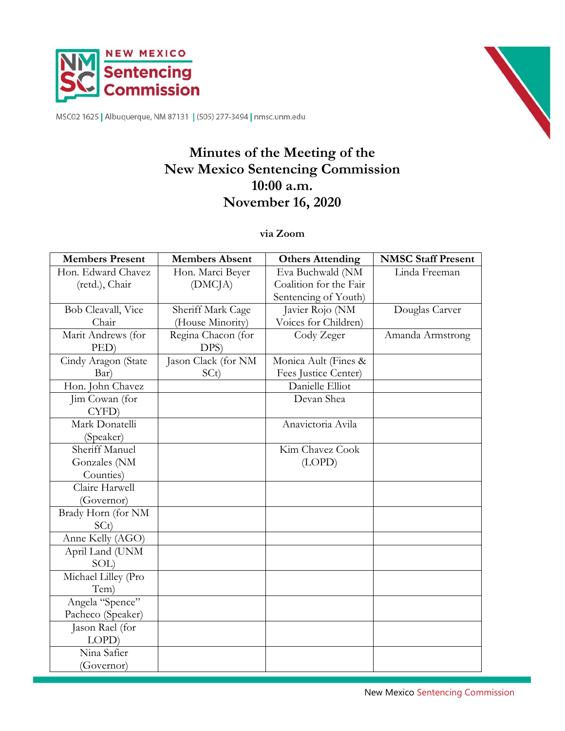NEW MEXICO Sentencing Commission

MSC02 1625 | Albuquerque, NM 87131 | (505) 277-3494 | nmsc.unm.edu

# Minutes of the Meeting of the New Mexico Sentencing Commission 10:00 a.m. November 16, 2020

**via Zoom**

| Members Present | Members Absent | Others Attending | NMSC Staff Present |
|---|---|---|---|
| Hon. Edward Chavez (retd.), Chair | Hon. Marci Beyer (DMCJA) | Eva Buchwald (NM Coalition for the Fair Sentencing of Youth) | Linda Freeman |
| Bob Cleavall, Vice Chair | Sheriff Mark Cage (House Minority) | Javier Rojo (NM Voices for Children) | Douglas Carver |
| Marit Andrews (for PED) | Regina Chacon (for DPS) | Cody Zeger | Amanda Armstrong |
| Cindy Aragon (State Bar) | Jason Clack (for NM SCt) | Monica Ault (Fines & Fees Justice Center) | |
| Hon. John Chavez | | Danielle Elliot | |
| Jim Cowan (for CYFD) | | Devan Shea | |
| Mark Donatelli (Speaker) | | Anavictoria Avila | |
| Sheriff Manuel Gonzales (NM Counties) | | Kim Chavez Cook (LOPD) | |
| Claire Harwell (Governor) | | | |
| Brady Horn (for NM SCt) | | | |
| Anne Kelly (AGO) | | | |
| April Land (UNM SOL) | | | |
| Michael Lilley (Pro Tem) | | | |
| Angela "Spence" Pacheco (Speaker) | | | |
| Jason Rael (for LOPD) | | | |
| Nina Safier (Governor) | | | |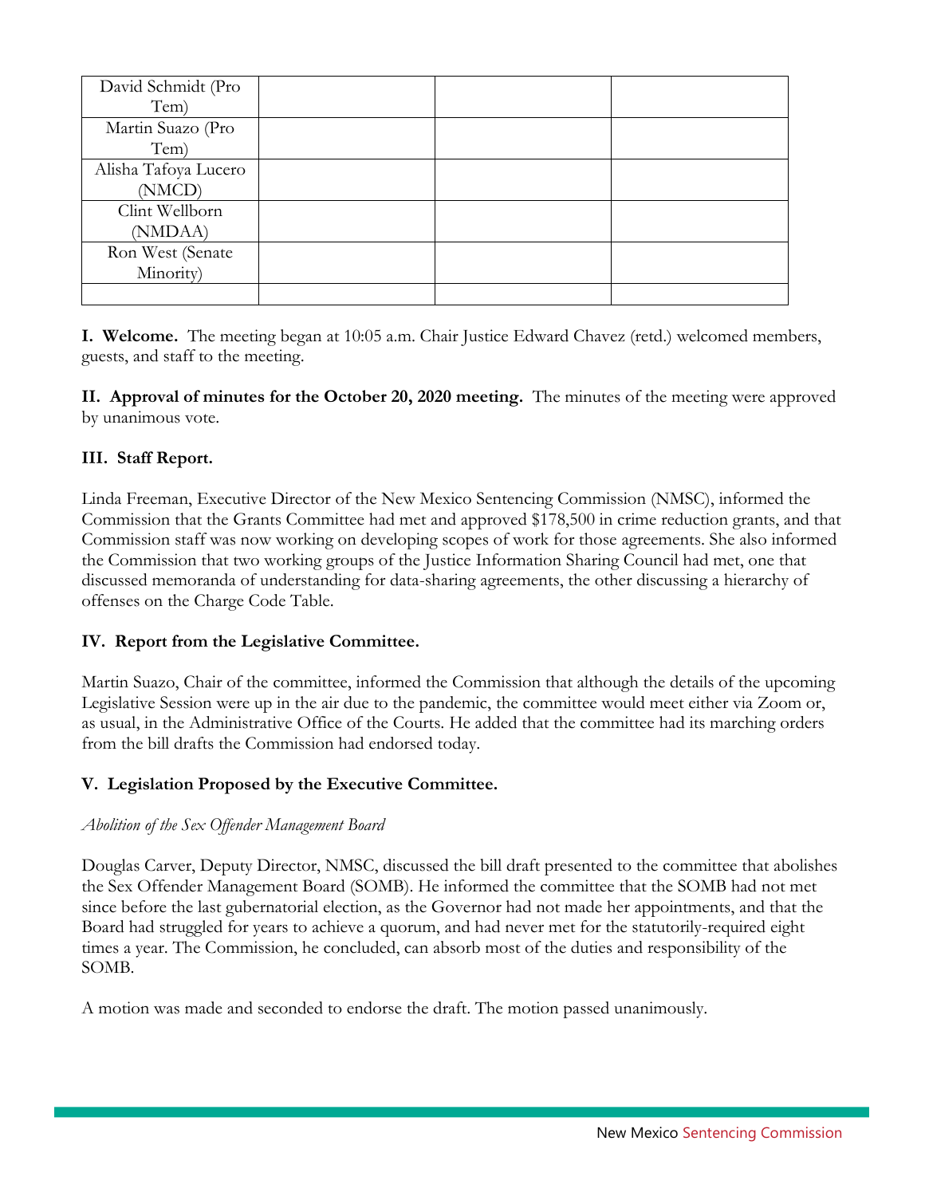| | | | |
|---|---|---|---|
| David Schmidt (Pro Tem) | | | |
| Martin Suazo (Pro Tem) | | | |
| Alisha Tafoya Lucero (NMCD) | | | |
| Clint Wellborn (NMDAA) | | | |
| Ron West (Senate Minority) | | | |
| | | | |

**I. Welcome.** The meeting began at 10:05 a.m. Chair Justice Edward Chavez (retd.) welcomed members, guests, and staff to the meeting.

**II. Approval of minutes for the October 20, 2020 meeting.** The minutes of the meeting were approved by unanimous vote.

**III. Staff Report.**

Linda Freeman, Executive Director of the New Mexico Sentencing Commission (NMSC), informed the Commission that the Grants Committee had met and approved $178,500 in crime reduction grants, and that Commission staff was now working on developing scopes of work for those agreements. She also informed the Commission that two working groups of the Justice Information Sharing Council had met, one that discussed memoranda of understanding for data-sharing agreements, the other discussing a hierarchy of offenses on the Charge Code Table.

**IV. Report from the Legislative Committee.**

Martin Suazo, Chair of the committee, informed the Commission that although the details of the upcoming Legislative Session were up in the air due to the pandemic, the committee would meet either via Zoom or, as usual, in the Administrative Office of the Courts. He added that the committee had its marching orders from the bill drafts the Commission had endorsed today.

**V. Legislation Proposed by the Executive Committee.**

*Abolition of the Sex Offender Management Board*

Douglas Carver, Deputy Director, NMSC, discussed the bill draft presented to the committee that abolishes the Sex Offender Management Board (SOMB). He informed the committee that the SOMB had not met since before the last gubernatorial election, as the Governor had not made her appointments, and that the Board had struggled for years to achieve a quorum, and had never met for the statutorily-required eight times a year. The Commission, he concluded, can absorb most of the duties and responsibility of the SOMB.

A motion was made and seconded to endorse the draft. The motion passed unanimously.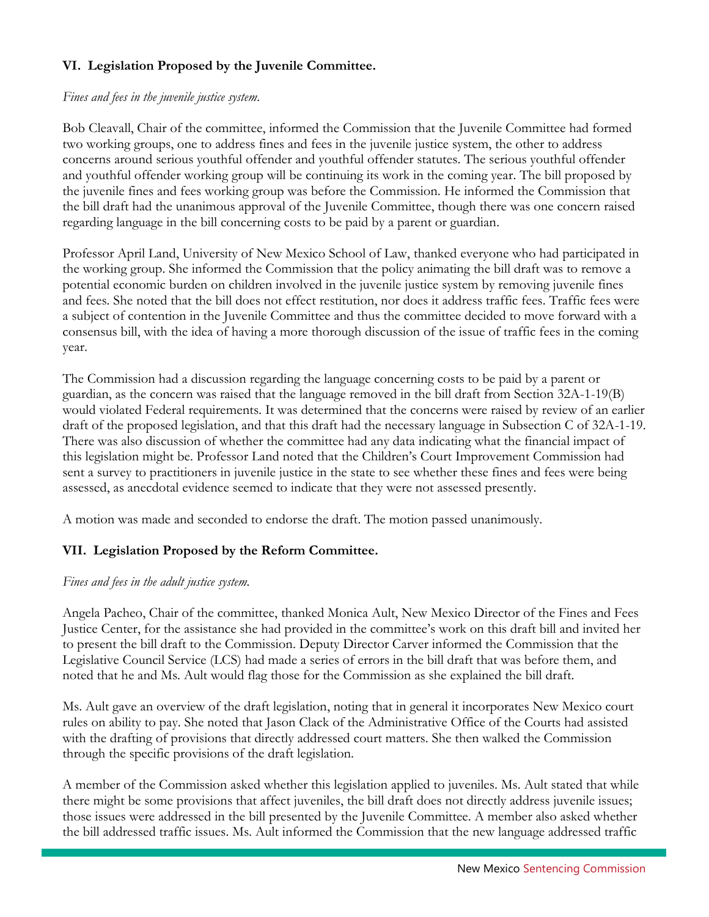### VI. Legislation Proposed by the Juvenile Committee.

*Fines and fees in the juvenile justice system.*

Bob Cleavall, Chair of the committee, informed the Commission that the Juvenile Committee had formed two working groups, one to address fines and fees in the juvenile justice system, the other to address concerns around serious youthful offender and youthful offender statutes. The serious youthful offender and youthful offender working group will be continuing its work in the coming year. The bill proposed by the juvenile fines and fees working group was before the Commission. He informed the Commission that the bill draft had the unanimous approval of the Juvenile Committee, though there was one concern raised regarding language in the bill concerning costs to be paid by a parent or guardian.

Professor April Land, University of New Mexico School of Law, thanked everyone who had participated in the working group. She informed the Commission that the policy animating the bill draft was to remove a potential economic burden on children involved in the juvenile justice system by removing juvenile fines and fees. She noted that the bill does not effect restitution, nor does it address traffic fees. Traffic fees were a subject of contention in the Juvenile Committee and thus the committee decided to move forward with a consensus bill, with the idea of having a more thorough discussion of the issue of traffic fees in the coming year.

The Commission had a discussion regarding the language concerning costs to be paid by a parent or guardian, as the concern was raised that the language removed in the bill draft from Section 32A-1-19(B) would violated Federal requirements. It was determined that the concerns were raised by review of an earlier draft of the proposed legislation, and that this draft had the necessary language in Subsection C of 32A-1-19. There was also discussion of whether the committee had any data indicating what the financial impact of this legislation might be. Professor Land noted that the Children's Court Improvement Commission had sent a survey to practitioners in juvenile justice in the state to see whether these fines and fees were being assessed, as anecdotal evidence seemed to indicate that they were not assessed presently.

A motion was made and seconded to endorse the draft. The motion passed unanimously.

### VII. Legislation Proposed by the Reform Committee.

*Fines and fees in the adult justice system.*

Angela Pacheo, Chair of the committee, thanked Monica Ault, New Mexico Director of the Fines and Fees Justice Center, for the assistance she had provided in the committee's work on this draft bill and invited her to present the bill draft to the Commission. Deputy Director Carver informed the Commission that the Legislative Council Service (LCS) had made a series of errors in the bill draft that was before them, and noted that he and Ms. Ault would flag those for the Commission as she explained the bill draft.

Ms. Ault gave an overview of the draft legislation, noting that in general it incorporates New Mexico court rules on ability to pay. She noted that Jason Clack of the Administrative Office of the Courts had assisted with the drafting of provisions that directly addressed court matters. She then walked the Commission through the specific provisions of the draft legislation.

A member of the Commission asked whether this legislation applied to juveniles. Ms. Ault stated that while there might be some provisions that affect juveniles, the bill draft does not directly address juvenile issues; those issues were addressed in the bill presented by the Juvenile Committee. A member also asked whether the bill addressed traffic issues. Ms. Ault informed the Commission that the new language addressed traffic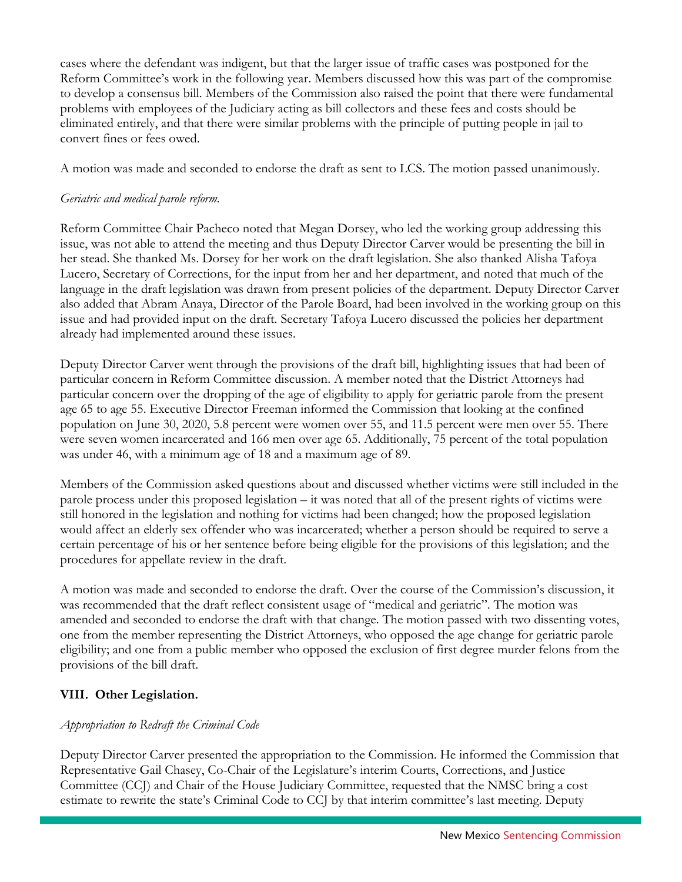cases where the defendant was indigent, but that the larger issue of traffic cases was postponed for the Reform Committee's work in the following year. Members discussed how this was part of the compromise to develop a consensus bill. Members of the Commission also raised the point that there were fundamental problems with employees of the Judiciary acting as bill collectors and these fees and costs should be eliminated entirely, and that there were similar problems with the principle of putting people in jail to convert fines or fees owed.

A motion was made and seconded to endorse the draft as sent to LCS. The motion passed unanimously.

*Geriatric and medical parole reform.*

Reform Committee Chair Pacheco noted that Megan Dorsey, who led the working group addressing this issue, was not able to attend the meeting and thus Deputy Director Carver would be presenting the bill in her stead. She thanked Ms. Dorsey for her work on the draft legislation. She also thanked Alisha Tafoya Lucero, Secretary of Corrections, for the input from her and her department, and noted that much of the language in the draft legislation was drawn from present policies of the department. Deputy Director Carver also added that Abram Anaya, Director of the Parole Board, had been involved in the working group on this issue and had provided input on the draft. Secretary Tafoya Lucero discussed the policies her department already had implemented around these issues.

Deputy Director Carver went through the provisions of the draft bill, highlighting issues that had been of particular concern in Reform Committee discussion. A member noted that the District Attorneys had particular concern over the dropping of the age of eligibility to apply for geriatric parole from the present age 65 to age 55. Executive Director Freeman informed the Commission that looking at the confined population on June 30, 2020, 5.8 percent were women over 55, and 11.5 percent were men over 55. There were seven women incarcerated and 166 men over age 65. Additionally, 75 percent of the total population was under 46, with a minimum age of 18 and a maximum age of 89.

Members of the Commission asked questions about and discussed whether victims were still included in the parole process under this proposed legislation – it was noted that all of the present rights of victims were still honored in the legislation and nothing for victims had been changed; how the proposed legislation would affect an elderly sex offender who was incarcerated; whether a person should be required to serve a certain percentage of his or her sentence before being eligible for the provisions of this legislation; and the procedures for appellate review in the draft.

A motion was made and seconded to endorse the draft. Over the course of the Commission's discussion, it was recommended that the draft reflect consistent usage of "medical and geriatric". The motion was amended and seconded to endorse the draft with that change. The motion passed with two dissenting votes, one from the member representing the District Attorneys, who opposed the age change for geriatric parole eligibility; and one from a public member who opposed the exclusion of first degree murder felons from the provisions of the bill draft.

## VIII. Other Legislation.

*Appropriation to Redraft the Criminal Code*

Deputy Director Carver presented the appropriation to the Commission. He informed the Commission that Representative Gail Chasey, Co-Chair of the Legislature's interim Courts, Corrections, and Justice Committee (CCJ) and Chair of the House Judiciary Committee, requested that the NMSC bring a cost estimate to rewrite the state's Criminal Code to CCJ by that interim committee's last meeting. Deputy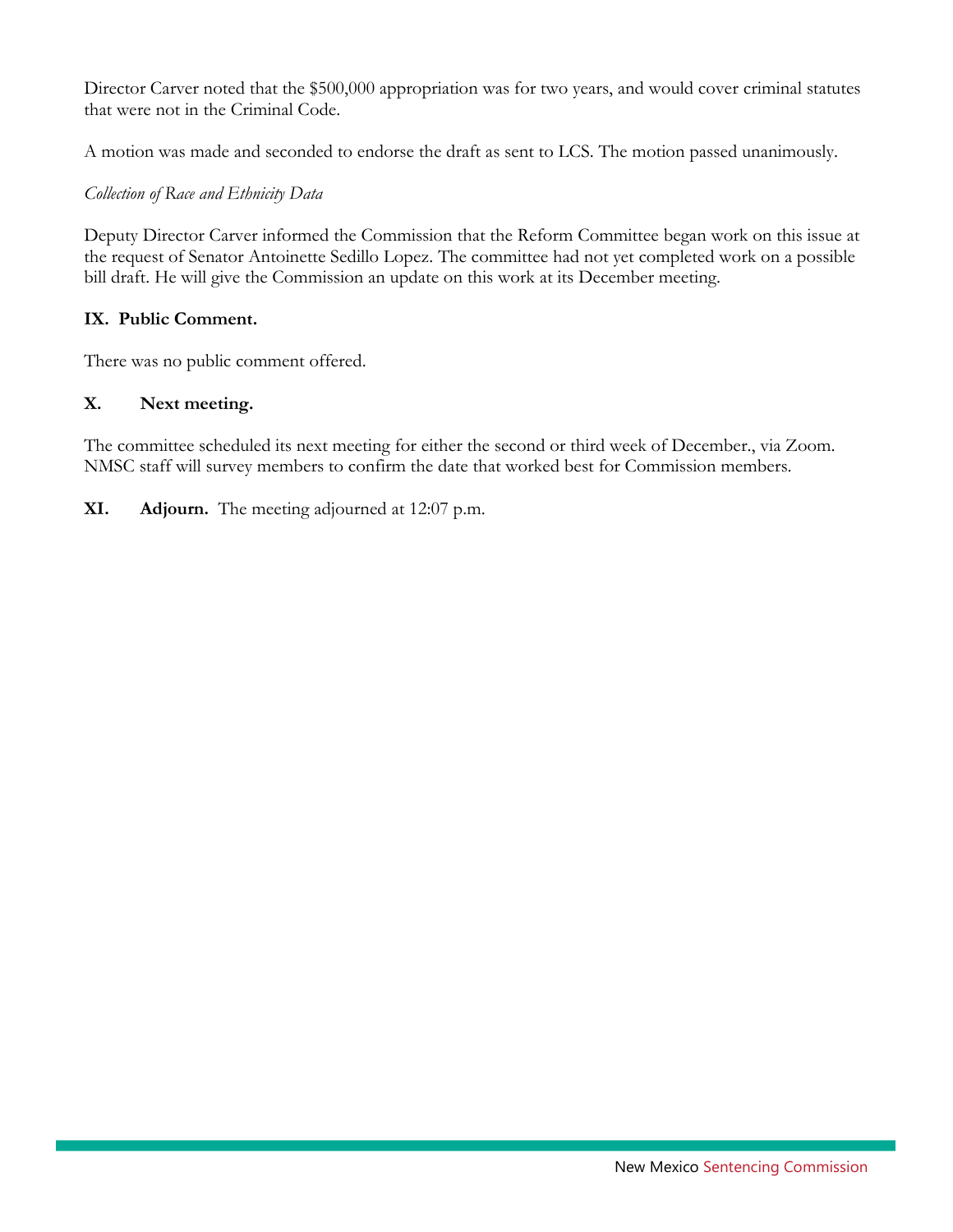Director Carver noted that the $500,000 appropriation was for two years, and would cover criminal statutes that were not in the Criminal Code.

A motion was made and seconded to endorse the draft as sent to LCS. The motion passed unanimously.

*Collection of Race and Ethnicity Data*

Deputy Director Carver informed the Commission that the Reform Committee began work on this issue at the request of Senator Antoinette Sedillo Lopez. The committee had not yet completed work on a possible bill draft. He will give the Commission an update on this work at its December meeting.

**IX. Public Comment.**

There was no public comment offered.

**X. Next meeting.**

The committee scheduled its next meeting for either the second or third week of December., via Zoom. NMSC staff will survey members to confirm the date that worked best for Commission members.

**XI. Adjourn.** The meeting adjourned at 12:07 p.m.